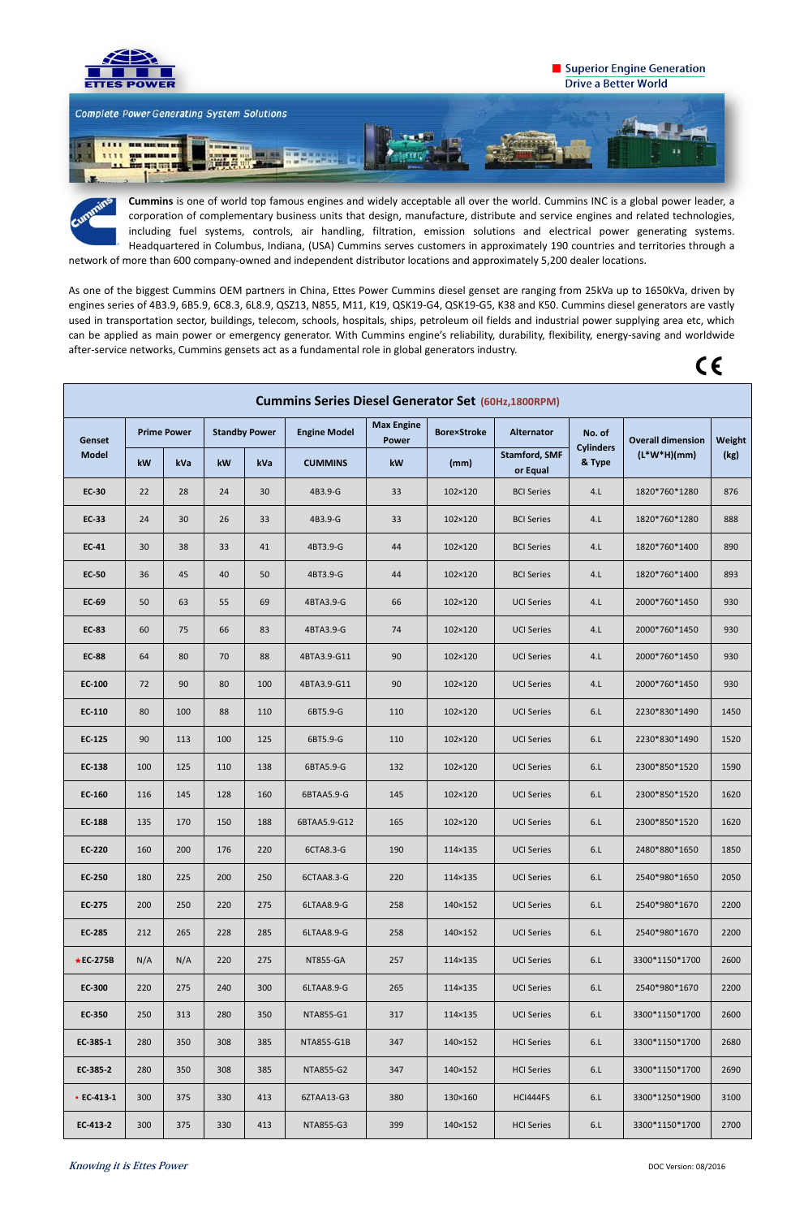ETTES POWER

Superior Engine Generation
Drive a Better World

Complete Power Generating System Solutions

**Cummins** is one of world top famous engines and widely acceptable all over the world. Cummins INC is a global power leader, a corporation of complementary business units that design, manufacture, distribute and service engines and related technologies, including fuel systems, controls, air handling, filtration, emission solutions and electrical power generating systems. Headquartered in Columbus, Indiana, (USA) Cummins serves customers in approximately 190 countries and territories through a network of more than 600 company-owned and independent distributor locations and approximately 5,200 dealer locations.

As one of the biggest Cummins OEM partners in China, Ettes Power Cummins diesel genset are ranging from 25kVa up to 1650kVa, driven by engines series of 4B3.9, 6B5.9, 6C8.3, 6L8.9, QSZ13, N855, M11, K19, QSK19-G4, QSK19-G5, K38 and K50. Cummins diesel generators are vastly used in transportation sector, buildings, telecom, schools, hospitals, ships, petroleum oil fields and industrial power supplying area etc, which can be applied as main power or emergency generator. With Cummins engine's reliability, durability, flexibility, energy-saving and worldwide after-service networks, Cummins gensets act as a fundamental role in global generators industry.

CE

## Cummins Series Diesel Generator Set (60Hz,1800RPM)

| Genset Model | Prime Power | | Standby Power | | Engine Model | Max Engine Power | Bore×Stroke | Alternator | No. of Cylinders & Type | Overall dimension (L*W*H)(mm) | Weight (kg) |
|---|---|---|---|---|---|---|---|---|---|---|---|
| | kW | kVa | kW | kVa | CUMMINS | kW | (mm) | Stamford, SMF or Equal | | | |
| EC-30 | 22 | 28 | 24 | 30 | 4B3.9-G | 33 | 102×120 | BCI Series | 4.L | 1820*760*1280 | 876 |
| EC-33 | 24 | 30 | 26 | 33 | 4B3.9-G | 33 | 102×120 | BCI Series | 4.L | 1820*760*1280 | 888 |
| EC-41 | 30 | 38 | 33 | 41 | 4BT3.9-G | 44 | 102×120 | BCI Series | 4.L | 1820*760*1400 | 890 |
| EC-50 | 36 | 45 | 40 | 50 | 4BT3.9-G | 44 | 102×120 | BCI Series | 4.L | 1820*760*1400 | 893 |
| EC-69 | 50 | 63 | 55 | 69 | 4BTA3.9-G | 66 | 102×120 | UCI Series | 4.L | 2000*760*1450 | 930 |
| EC-83 | 60 | 75 | 66 | 83 | 4BTA3.9-G | 74 | 102×120 | UCI Series | 4.L | 2000*760*1450 | 930 |
| EC-88 | 64 | 80 | 70 | 88 | 4BTA3.9-G11 | 90 | 102×120 | UCI Series | 4.L | 2000*760*1450 | 930 |
| EC-100 | 72 | 90 | 80 | 100 | 4BTA3.9-G11 | 90 | 102×120 | UCI Series | 4.L | 2000*760*1450 | 930 |
| EC-110 | 80 | 100 | 88 | 110 | 6BT5.9-G | 110 | 102×120 | UCI Series | 6.L | 2230*830*1490 | 1450 |
| EC-125 | 90 | 113 | 100 | 125 | 6BT5.9-G | 110 | 102×120 | UCI Series | 6.L | 2230*830*1490 | 1520 |
| EC-138 | 100 | 125 | 110 | 138 | 6BTA5.9-G | 132 | 102×120 | UCI Series | 6.L | 2300*850*1520 | 1590 |
| EC-160 | 116 | 145 | 128 | 160 | 6BTAA5.9-G | 145 | 102×120 | UCI Series | 6.L | 2300*850*1520 | 1620 |
| EC-188 | 135 | 170 | 150 | 188 | 6BTAA5.9-G12 | 165 | 102×120 | UCI Series | 6.L | 2300*850*1520 | 1620 |
| EC-220 | 160 | 200 | 176 | 220 | 6CTA8.3-G | 190 | 114×135 | UCI Series | 6.L | 2480*880*1650 | 1850 |
| EC-250 | 180 | 225 | 200 | 250 | 6CTAA8.3-G | 220 | 114×135 | UCI Series | 6.L | 2540*980*1650 | 2050 |
| EC-275 | 200 | 250 | 220 | 275 | 6LTAA8.9-G | 258 | 140×152 | UCI Series | 6.L | 2540*980*1670 | 2200 |
| EC-285 | 212 | 265 | 228 | 285 | 6LTAA8.9-G | 258 | 140×152 | UCI Series | 6.L | 2540*980*1670 | 2200 |
| ★EC-275B | N/A | N/A | 220 | 275 | NT855-GA | 257 | 114×135 | UCI Series | 6.L | 3300*1150*1700 | 2600 |
| EC-300 | 220 | 275 | 240 | 300 | 6LTAA8.9-G | 265 | 114×135 | UCI Series | 6.L | 2540*980*1670 | 2200 |
| EC-350 | 250 | 313 | 280 | 350 | NTA855-G1 | 317 | 114×135 | UCI Series | 6.L | 3300*1150*1700 | 2600 |
| EC-385-1 | 280 | 350 | 308 | 385 | NTA855-G1B | 347 | 140×152 | HCI Series | 6.L | 3300*1150*1700 | 2680 |
| EC-385-2 | 280 | 350 | 308 | 385 | NTA855-G2 | 347 | 140×152 | HCI Series | 6.L | 3300*1150*1700 | 2690 |
| • EC-413-1 | 300 | 375 | 330 | 413 | 6ZTAA13-G3 | 380 | 130×160 | HCI444FS | 6.L | 3300*1250*1900 | 3100 |
| EC-413-2 | 300 | 375 | 330 | 413 | NTA855-G3 | 399 | 140×152 | HCI Series | 6.L | 3300*1150*1700 | 2700 |

*Knowing it is Ettes Power*

DOC Version: 08/2016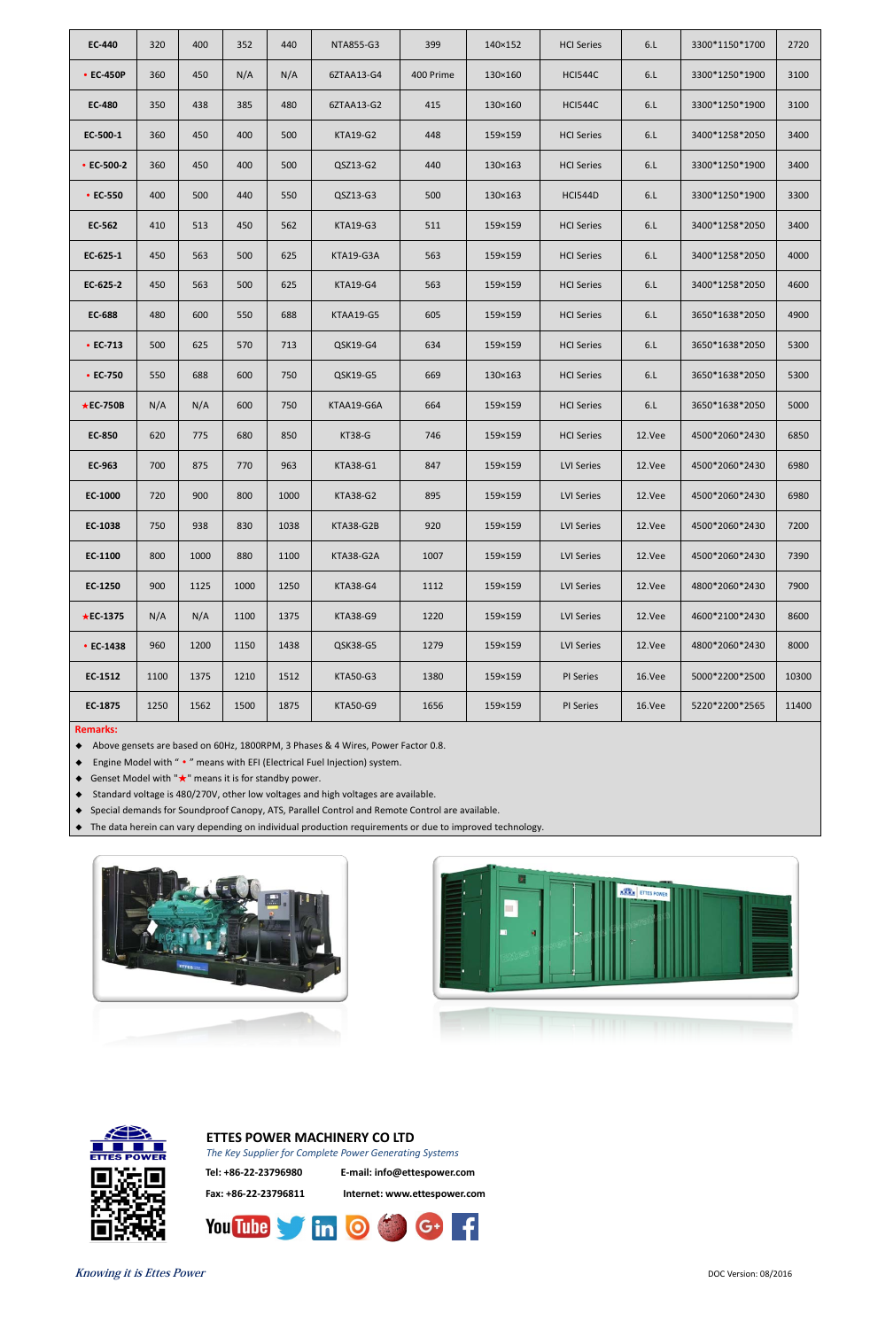| | | | | | | | | | | | |
|---|---|---|---|---|---|---|---|---|---|---|---|
| EC-440 | 320 | 400 | 352 | 440 | NTA855-G3 | 399 | 140×152 | HCI Series | 6.L | 3300*1150*1700 | 2720 |
| • EC-450P | 360 | 450 | N/A | N/A | 6ZTAA13-G4 | 400 Prime | 130×160 | HCI544C | 6.L | 3300*1250*1900 | 3100 |
| EC-480 | 350 | 438 | 385 | 480 | 6ZTAA13-G2 | 415 | 130×160 | HCI544C | 6.L | 3300*1250*1900 | 3100 |
| EC-500-1 | 360 | 450 | 400 | 500 | KTA19-G2 | 448 | 159×159 | HCI Series | 6.L | 3400*1258*2050 | 3400 |
| • EC-500-2 | 360 | 450 | 400 | 500 | QSZ13-G2 | 440 | 130×163 | HCI Series | 6.L | 3300*1250*1900 | 3400 |
| • EC-550 | 400 | 500 | 440 | 550 | QSZ13-G3 | 500 | 130×163 | HCI544D | 6.L | 3300*1250*1900 | 3300 |
| EC-562 | 410 | 513 | 450 | 562 | KTA19-G3 | 511 | 159×159 | HCI Series | 6.L | 3400*1258*2050 | 3400 |
| EC-625-1 | 450 | 563 | 500 | 625 | KTA19-G3A | 563 | 159×159 | HCI Series | 6.L | 3400*1258*2050 | 4000 |
| EC-625-2 | 450 | 563 | 500 | 625 | KTA19-G4 | 563 | 159×159 | HCI Series | 6.L | 3400*1258*2050 | 4600 |
| EC-688 | 480 | 600 | 550 | 688 | KTAA19-G5 | 605 | 159×159 | HCI Series | 6.L | 3650*1638*2050 | 4900 |
| • EC-713 | 500 | 625 | 570 | 713 | QSK19-G4 | 634 | 159×159 | HCI Series | 6.L | 3650*1638*2050 | 5300 |
| • EC-750 | 550 | 688 | 600 | 750 | QSK19-G5 | 669 | 130×163 | HCI Series | 6.L | 3650*1638*2050 | 5300 |
| ★EC-750B | N/A | N/A | 600 | 750 | KTAA19-G6A | 664 | 159×159 | HCI Series | 6.L | 3650*1638*2050 | 5000 |
| EC-850 | 620 | 775 | 680 | 850 | KT38-G | 746 | 159×159 | HCI Series | 12.Vee | 4500*2060*2430 | 6850 |
| EC-963 | 700 | 875 | 770 | 963 | KTA38-G1 | 847 | 159×159 | LVI Series | 12.Vee | 4500*2060*2430 | 6980 |
| EC-1000 | 720 | 900 | 800 | 1000 | KTA38-G2 | 895 | 159×159 | LVI Series | 12.Vee | 4500*2060*2430 | 6980 |
| EC-1038 | 750 | 938 | 830 | 1038 | KTA38-G2B | 920 | 159×159 | LVI Series | 12.Vee | 4500*2060*2430 | 7200 |
| EC-1100 | 800 | 1000 | 880 | 1100 | KTA38-G2A | 1007 | 159×159 | LVI Series | 12.Vee | 4500*2060*2430 | 7390 |
| EC-1250 | 900 | 1125 | 1000 | 1250 | KTA38-G4 | 1112 | 159×159 | LVI Series | 12.Vee | 4800*2060*2430 | 7900 |
| ★EC-1375 | N/A | N/A | 1100 | 1375 | KTA38-G9 | 1220 | 159×159 | LVI Series | 12.Vee | 4600*2100*2430 | 8600 |
| • EC-1438 | 960 | 1200 | 1150 | 1438 | QSK38-G5 | 1279 | 159×159 | LVI Series | 12.Vee | 4800*2060*2430 | 8000 |
| EC-1512 | 1100 | 1375 | 1210 | 1512 | KTA50-G3 | 1380 | 159×159 | PI Series | 16.Vee | 5000*2200*2500 | 10300 |
| EC-1875 | 1250 | 1562 | 1500 | 1875 | KTA50-G9 | 1656 | 159×159 | PI Series | 16.Vee | 5220*2200*2565 | 11400 |

**Remarks:**

- Above gensets are based on 60Hz, 1800RPM, 3 Phases & 4 Wires, Power Factor 0.8.
- Engine Model with " • " means with EFI (Electrical Fuel Injection) system.
- Genset Model with "★" means it is for standby power.
- Standard voltage is 480/270V, other low voltages and high voltages are available.
- Special demands for Soundproof Canopy, ATS, Parallel Control and Remote Control are available.
- The data herein can vary depending on individual production requirements or due to improved technology.

**ETTES POWER MACHINERY CO LTD**

*The Key Supplier for Complete Power Generating Systems*

Tel: +86-22-23796980 E-mail: info@ettespower.com

Fax: +86-22-23796811 Internet: www.ettespower.com

*Knowing it is Ettes Power*

DOC Version: 08/2016